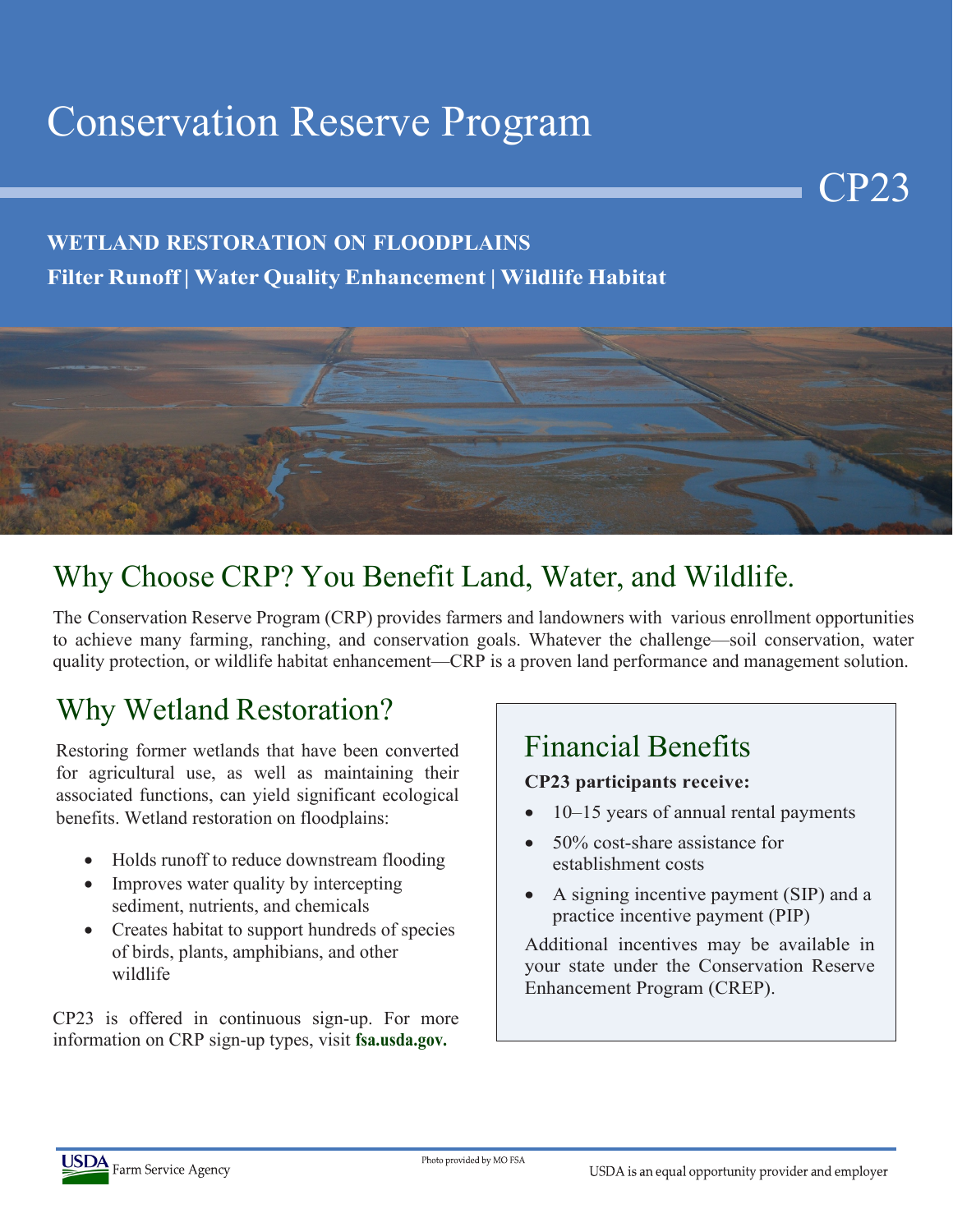# Conservation Reserve Program

CP23

**WETLAND RESTORATION ON FLOODPLAINS**

**Filter Runoff | Water Quality Enhancement | Wildlife Habitat**

## Why Choose CRP? You Benefit Land, Water, and Wildlife.

The Conservation Reserve Program (CRP) provides farmers and landowners with various enrollment opportunities to achieve many farming, ranching, and conservation goals. Whatever the challenge—soil conservation, water quality protection, or wildlife habitat enhancement—CRP is a proven land performance and management solution.

## Why Wetland Restoration?

Restoring former wetlands that have been converted for agricultural use, as well as maintaining their associated functions, can yield significant ecological benefits. Wetland restoration on floodplains:

- Holds runoff to reduce downstream flooding
- Improves water quality by intercepting sediment, nutrients, and chemicals
- Creates habitat to support hundreds of species of birds, plants, amphibians, and other wildlife

CP23 is offered in continuous sign-up. For more information on CRP sign-up types, visit **fsa.usda.gov.**

## Financial Benefits

**CP23 participants receive:**

- 10–15 years of annual rental payments
- 50% cost-share assistance for establishment costs
- A signing incentive payment (SIP) and a practice incentive payment (PIP)

Additional incentives may be available in your state under the Conservation Reserve Enhancement Program (CREP).

Photo provided by MO FSA

USDA Farm Service Agency

USDA is an equal opportunity provider and employer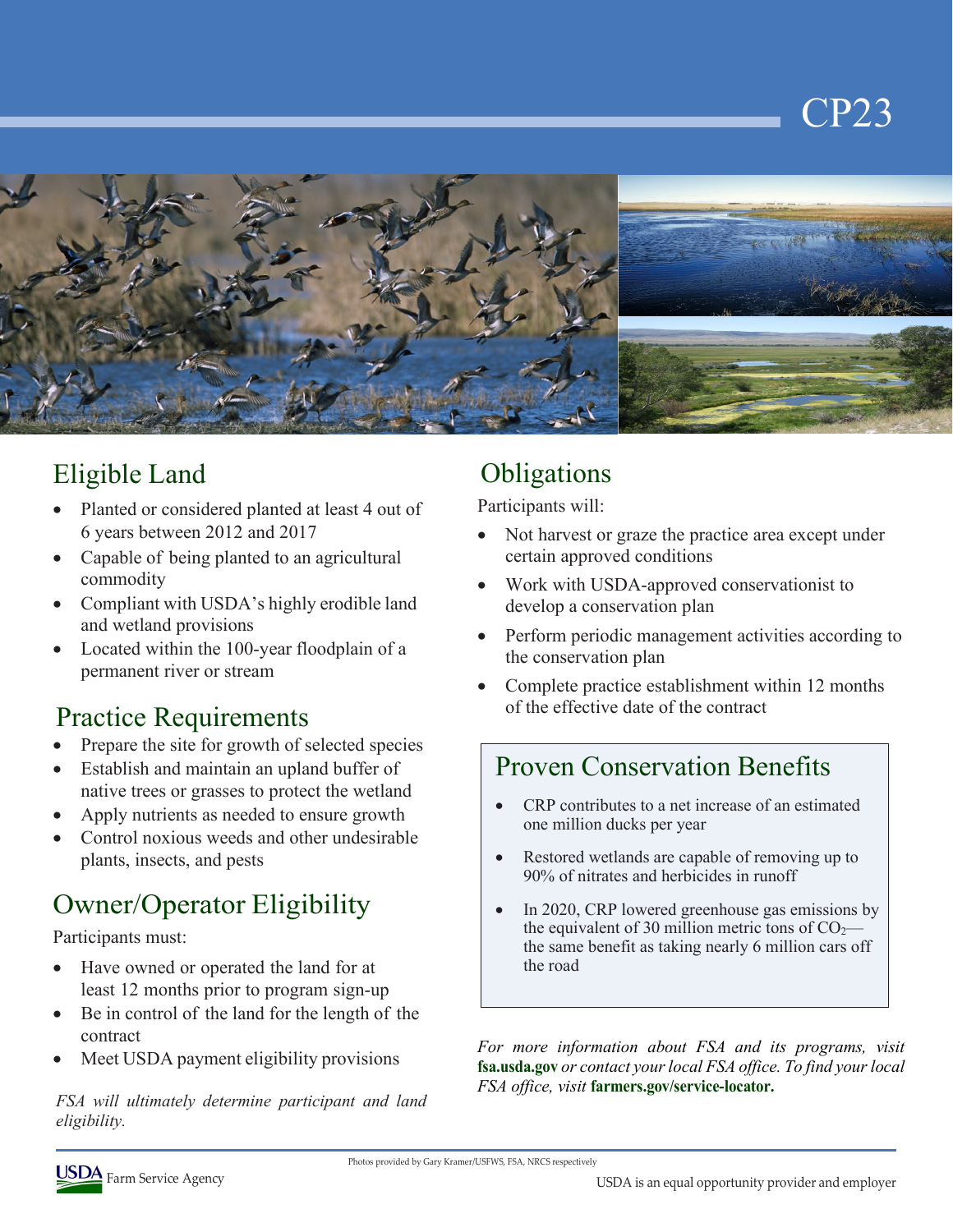# CP23

## Eligible Land

- Planted or considered planted at least 4 out of 6 years between 2012 and 2017
- Capable of being planted to an agricultural commodity
- Compliant with USDA's highly erodible land and wetland provisions
- Located within the 100-year floodplain of a permanent river or stream

## Practice Requirements

- Prepare the site for growth of selected species
- Establish and maintain an upland buffer of native trees or grasses to protect the wetland
- Apply nutrients as needed to ensure growth
- Control noxious weeds and other undesirable plants, insects, and pests

## Owner/Operator Eligibility

Participants must:

- Have owned or operated the land for at least 12 months prior to program sign-up
- Be in control of the land for the length of the contract
- Meet USDA payment eligibility provisions

*FSA will ultimately determine participant and land eligibility.*

## Obligations

Participants will:

- Not harvest or graze the practice area except under certain approved conditions
- Work with USDA-approved conservationist to develop a conservation plan
- Perform periodic management activities according to the conservation plan
- Complete practice establishment within 12 months of the effective date of the contract

## Proven Conservation Benefits

- CRP contributes to a net increase of an estimated one million ducks per year
- Restored wetlands are capable of removing up to 90% of nitrates and herbicides in runoff
- In 2020, CRP lowered greenhouse gas emissions by the equivalent of 30 million metric tons of $CO_2$—the same benefit as taking nearly 6 million cars off the road

*For more information about FSA and its programs, visit* **fsa.usda.gov** *or contact your local FSA office. To find your local FSA office, visit* **farmers.gov/service-locator.**

Photos provided by Gary Kramer/USFWS, FSA, NRCS respectively

USDA Farm Service Agency

USDA is an equal opportunity provider and employer